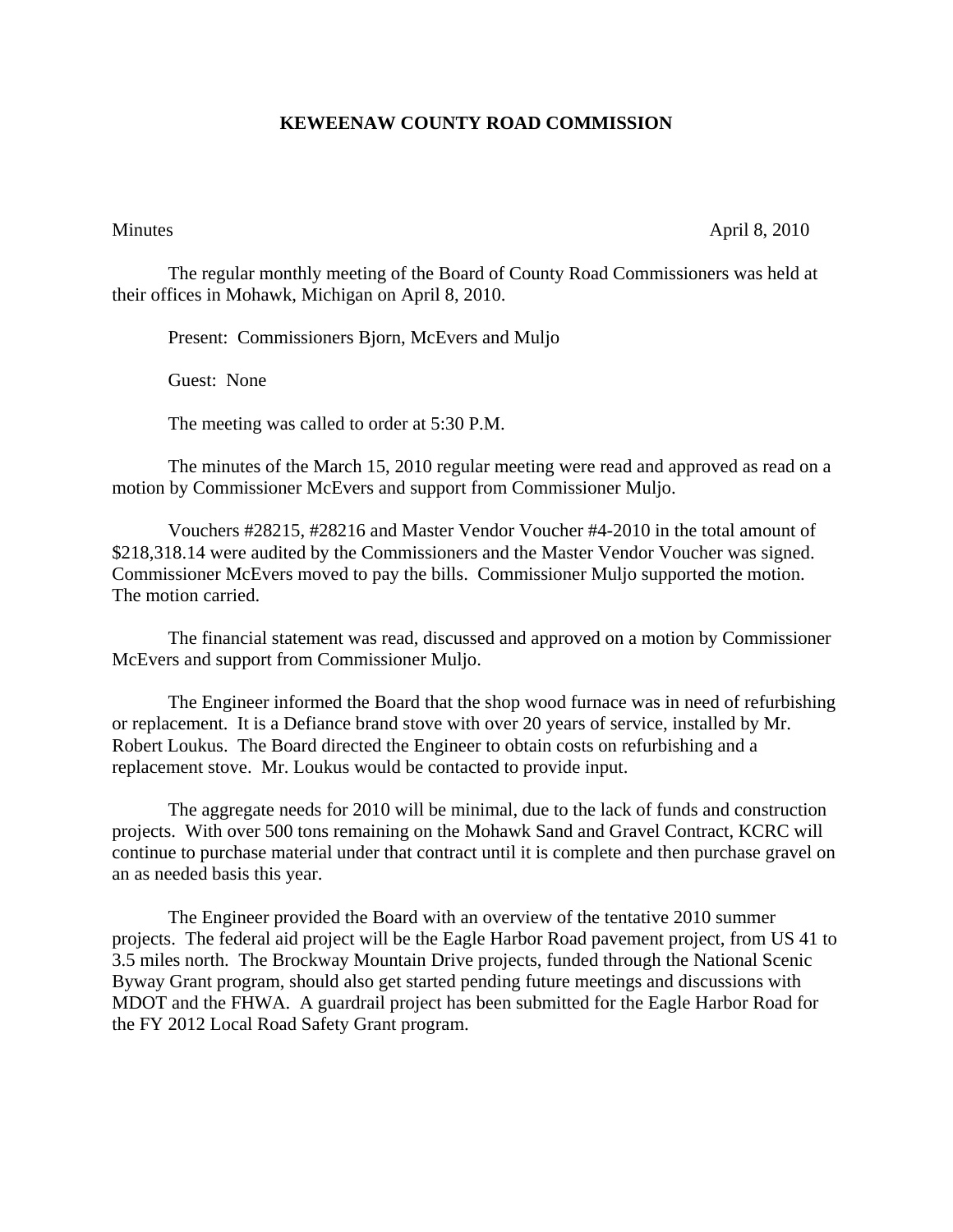# KEWEENAW COUNTY ROAD COMMISSION

Minutes April 8, 2010

The regular monthly meeting of the Board of County Road Commissioners was held at their offices in Mohawk, Michigan on April 8, 2010.

Present: Commissioners Bjorn, McEvers and Muljo

Guest: None

The meeting was called to order at 5:30 P.M.

The minutes of the March 15, 2010 regular meeting were read and approved as read on a motion by Commissioner McEvers and support from Commissioner Muljo.

Vouchers #28215, #28216 and Master Vendor Voucher #4-2010 in the total amount of $218,318.14 were audited by the Commissioners and the Master Vendor Voucher was signed. Commissioner McEvers moved to pay the bills. Commissioner Muljo supported the motion. The motion carried.

The financial statement was read, discussed and approved on a motion by Commissioner McEvers and support from Commissioner Muljo.

The Engineer informed the Board that the shop wood furnace was in need of refurbishing or replacement. It is a Defiance brand stove with over 20 years of service, installed by Mr. Robert Loukus. The Board directed the Engineer to obtain costs on refurbishing and a replacement stove. Mr. Loukus would be contacted to provide input.

The aggregate needs for 2010 will be minimal, due to the lack of funds and construction projects. With over 500 tons remaining on the Mohawk Sand and Gravel Contract, KCRC will continue to purchase material under that contract until it is complete and then purchase gravel on an as needed basis this year.

The Engineer provided the Board with an overview of the tentative 2010 summer projects. The federal aid project will be the Eagle Harbor Road pavement project, from US 41 to 3.5 miles north. The Brockway Mountain Drive projects, funded through the National Scenic Byway Grant program, should also get started pending future meetings and discussions with MDOT and the FHWA. A guardrail project has been submitted for the Eagle Harbor Road for the FY 2012 Local Road Safety Grant program.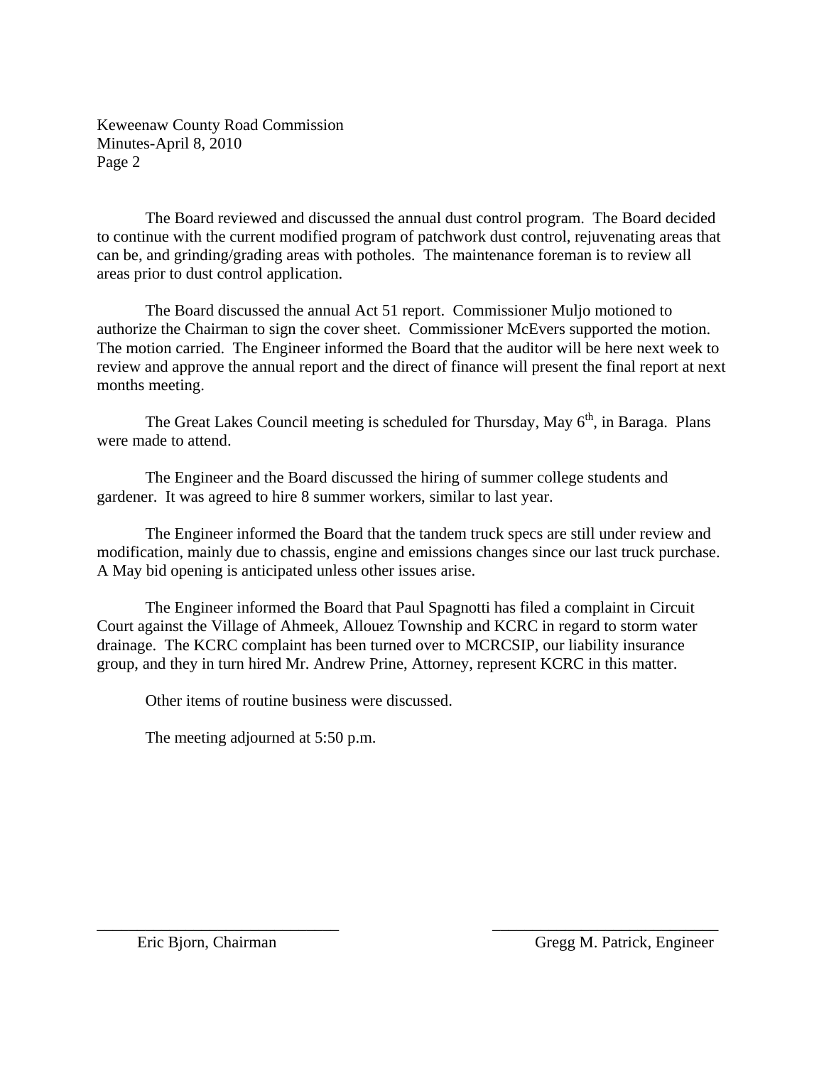The Board reviewed and discussed the annual dust control program. The Board decided to continue with the current modified program of patchwork dust control, rejuvenating areas that can be, and grinding/grading areas with potholes. The maintenance foreman is to review all areas prior to dust control application.

The Board discussed the annual Act 51 report. Commissioner Muljo motioned to authorize the Chairman to sign the cover sheet. Commissioner McEvers supported the motion. The motion carried. The Engineer informed the Board that the auditor will be here next week to review and approve the annual report and the direct of finance will present the final report at next months meeting.

The Great Lakes Council meeting is scheduled for Thursday, May 6th, in Baraga. Plans were made to attend.

The Engineer and the Board discussed the hiring of summer college students and gardener. It was agreed to hire 8 summer workers, similar to last year.

The Engineer informed the Board that the tandem truck specs are still under review and modification, mainly due to chassis, engine and emissions changes since our last truck purchase. A May bid opening is anticipated unless other issues arise.

The Engineer informed the Board that Paul Spagnotti has filed a complaint in Circuit Court against the Village of Ahmeek, Allouez Township and KCRC in regard to storm water drainage. The KCRC complaint has been turned over to MCRCSIP, our liability insurance group, and they in turn hired Mr. Andrew Prine, Attorney, represent KCRC in this matter.

Other items of routine business were discussed.

The meeting adjourned at 5:50 p.m.

\_\_\_\_\_\_\_\_\_\_\_\_\_\_\_\_\_\_\_\_\_\_\_\_\_\_\_\_\_\_
Eric Bjorn, Chairman

\_\_\_\_\_\_\_\_\_\_\_\_\_\_\_\_\_\_\_\_\_\_\_\_\_\_\_\_\_\_
Gregg M. Patrick, Engineer